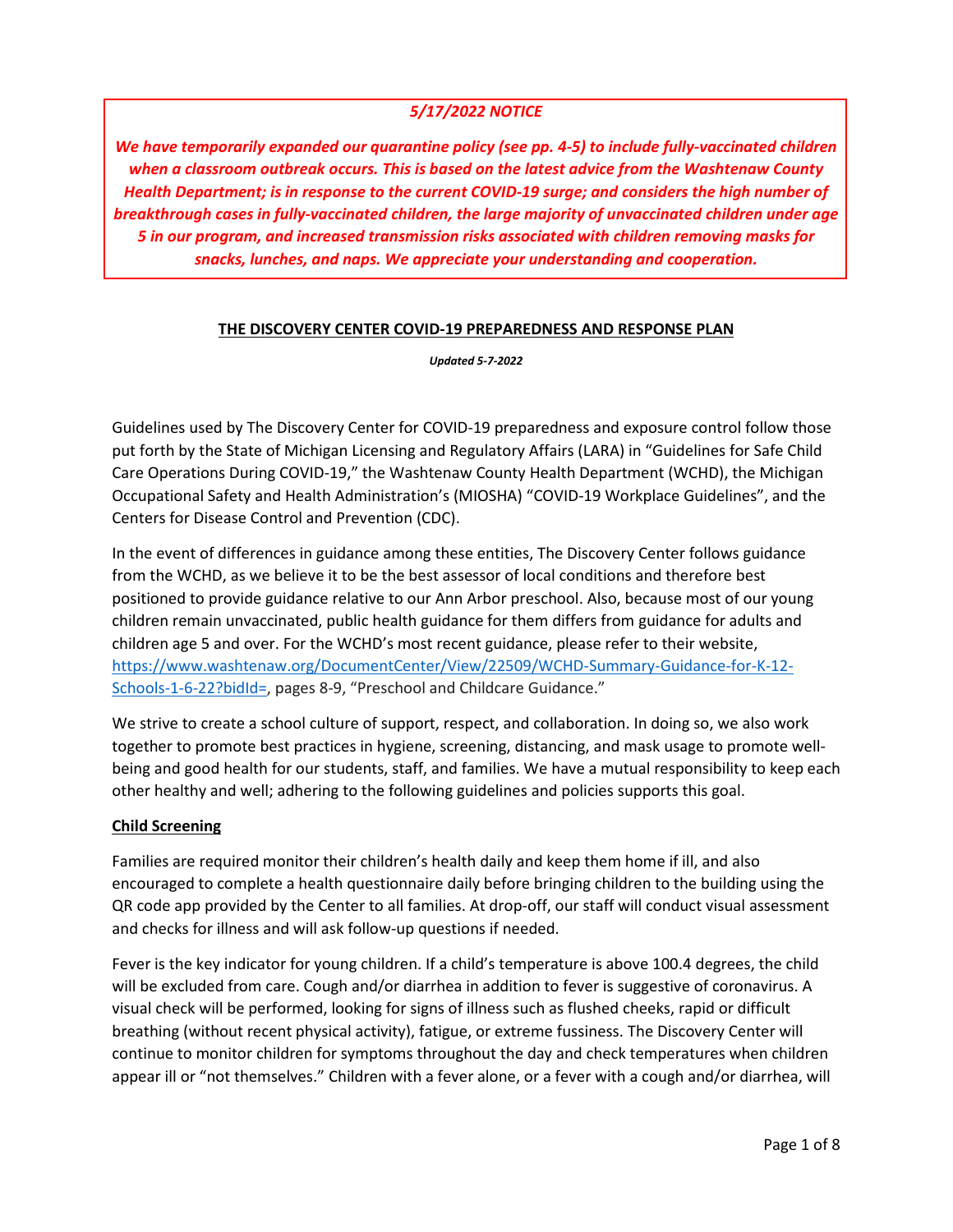***5/17/2022 NOTICE***

***We have temporarily expanded our quarantine policy (see pp. 4-5) to include fully-vaccinated children when a classroom outbreak occurs. This is based on the latest advice from the Washtenaw County Health Department; is in response to the current COVID-19 surge; and considers the high number of breakthrough cases in fully-vaccinated children, the large majority of unvaccinated children under age 5 in our program, and increased transmission risks associated with children removing masks for snacks, lunches, and naps. We appreciate your understanding and cooperation.***

# THE DISCOVERY CENTER COVID-19 PREPAREDNESS AND RESPONSE PLAN

***Updated 5-7-2022***

Guidelines used by The Discovery Center for COVID-19 preparedness and exposure control follow those put forth by the State of Michigan Licensing and Regulatory Affairs (LARA) in "Guidelines for Safe Child Care Operations During COVID-19," the Washtenaw County Health Department (WCHD), the Michigan Occupational Safety and Health Administration's (MIOSHA) "COVID-19 Workplace Guidelines", and the Centers for Disease Control and Prevention (CDC).

In the event of differences in guidance among these entities, The Discovery Center follows guidance from the WCHD, as we believe it to be the best assessor of local conditions and therefore best positioned to provide guidance relative to our Ann Arbor preschool. Also, because most of our young children remain unvaccinated, public health guidance for them differs from guidance for adults and children age 5 and over. For the WCHD's most recent guidance, please refer to their website, [https://www.washtenaw.org/DocumentCenter/View/22509/WCHD-Summary-Guidance-for-K-12-Schools-1-6-22?bidId=](https://www.washtenaw.org/DocumentCenter/View/22509/WCHD-Summary-Guidance-for-K-12-Schools-1-6-22?bidId=), pages 8-9, "Preschool and Childcare Guidance."

We strive to create a school culture of support, respect, and collaboration. In doing so, we also work together to promote best practices in hygiene, screening, distancing, and mask usage to promote well-being and good health for our students, staff, and families. We have a mutual responsibility to keep each other healthy and well; adhering to the following guidelines and policies supports this goal.

## Child Screening

Families are required monitor their children's health daily and keep them home if ill, and also encouraged to complete a health questionnaire daily before bringing children to the building using the QR code app provided by the Center to all families. At drop-off, our staff will conduct visual assessment and checks for illness and will ask follow-up questions if needed.

Fever is the key indicator for young children. If a child's temperature is above 100.4 degrees, the child will be excluded from care. Cough and/or diarrhea in addition to fever is suggestive of coronavirus. A visual check will be performed, looking for signs of illness such as flushed cheeks, rapid or difficult breathing (without recent physical activity), fatigue, or extreme fussiness. The Discovery Center will continue to monitor children for symptoms throughout the day and check temperatures when children appear ill or "not themselves." Children with a fever alone, or a fever with a cough and/or diarrhea, will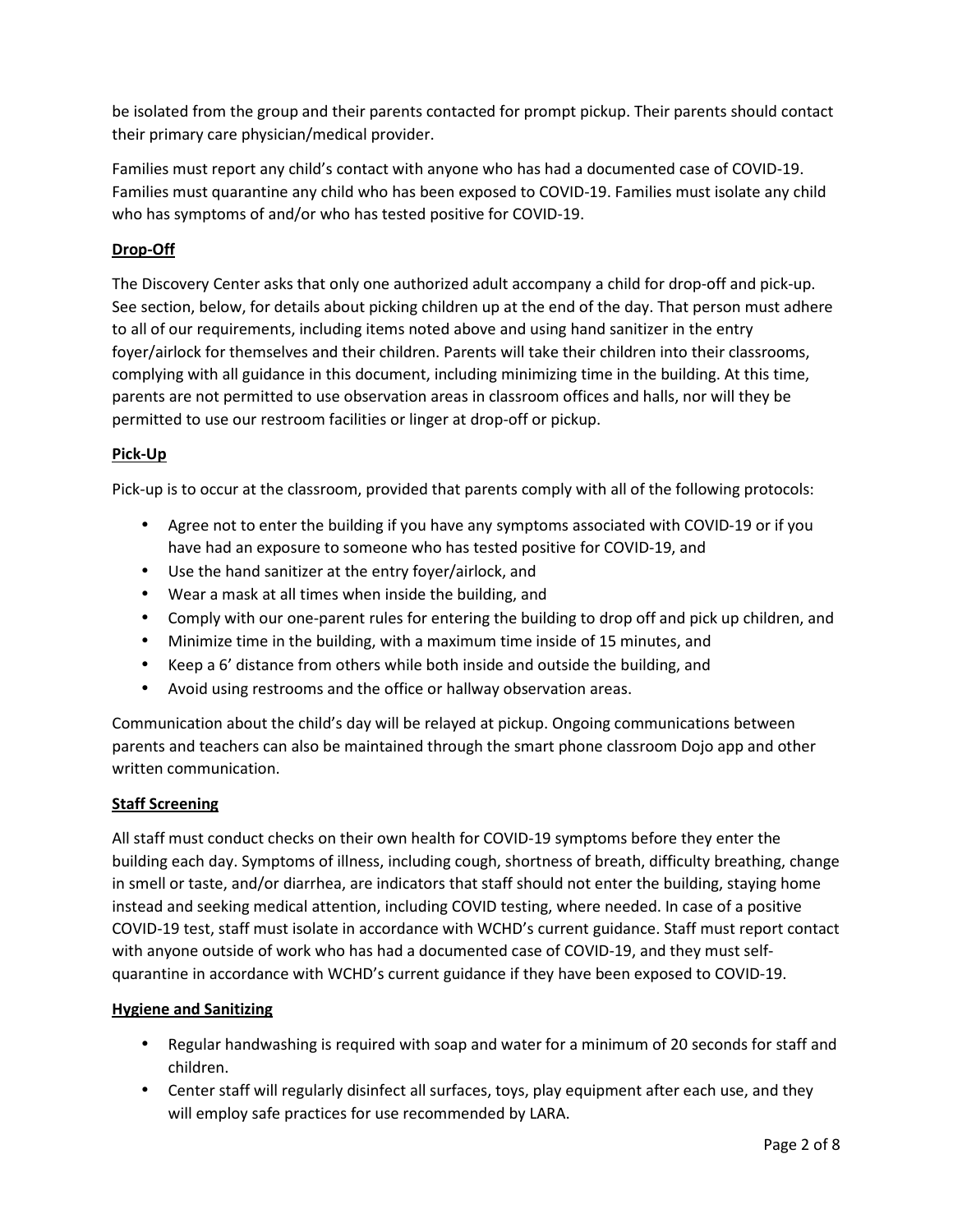be isolated from the group and their parents contacted for prompt pickup. Their parents should contact their primary care physician/medical provider.

Families must report any child's contact with anyone who has had a documented case of COVID-19. Families must quarantine any child who has been exposed to COVID-19. Families must isolate any child who has symptoms of and/or who has tested positive for COVID-19.

**Drop-Off**

The Discovery Center asks that only one authorized adult accompany a child for drop-off and pick-up. See section, below, for details about picking children up at the end of the day. That person must adhere to all of our requirements, including items noted above and using hand sanitizer in the entry foyer/airlock for themselves and their children. Parents will take their children into their classrooms, complying with all guidance in this document, including minimizing time in the building. At this time, parents are not permitted to use observation areas in classroom offices and halls, nor will they be permitted to use our restroom facilities or linger at drop-off or pickup.

**Pick-Up**

Pick-up is to occur at the classroom, provided that parents comply with all of the following protocols:

- Agree not to enter the building if you have any symptoms associated with COVID-19 or if you have had an exposure to someone who has tested positive for COVID-19, and
- Use the hand sanitizer at the entry foyer/airlock, and
- Wear a mask at all times when inside the building, and
- Comply with our one-parent rules for entering the building to drop off and pick up children, and
- Minimize time in the building, with a maximum time inside of 15 minutes, and
- Keep a 6' distance from others while both inside and outside the building, and
- Avoid using restrooms and the office or hallway observation areas.

Communication about the child's day will be relayed at pickup. Ongoing communications between parents and teachers can also be maintained through the smart phone classroom Dojo app and other written communication.

**Staff Screening**

All staff must conduct checks on their own health for COVID-19 symptoms before they enter the building each day. Symptoms of illness, including cough, shortness of breath, difficulty breathing, change in smell or taste, and/or diarrhea, are indicators that staff should not enter the building, staying home instead and seeking medical attention, including COVID testing, where needed. In case of a positive COVID-19 test, staff must isolate in accordance with WCHD's current guidance. Staff must report contact with anyone outside of work who has had a documented case of COVID-19, and they must self-quarantine in accordance with WCHD's current guidance if they have been exposed to COVID-19.

**Hygiene and Sanitizing**

- Regular handwashing is required with soap and water for a minimum of 20 seconds for staff and children.
- Center staff will regularly disinfect all surfaces, toys, play equipment after each use, and they will employ safe practices for use recommended by LARA.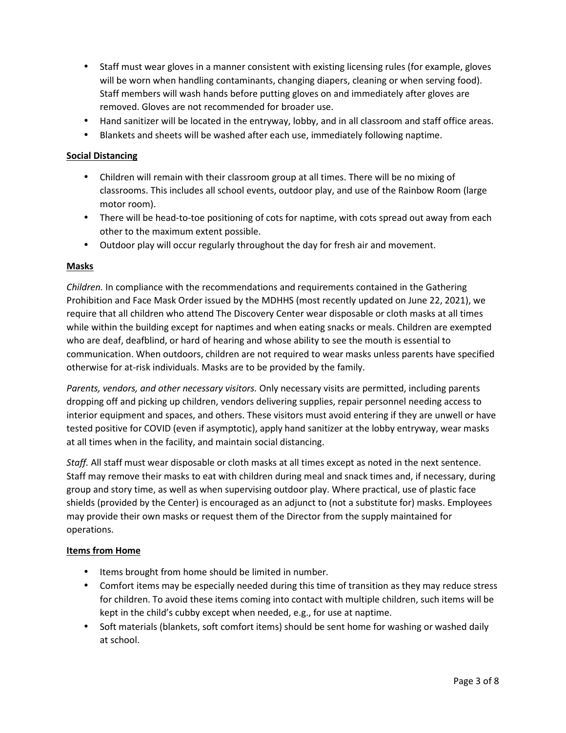- Staff must wear gloves in a manner consistent with existing licensing rules (for example, gloves will be worn when handling contaminants, changing diapers, cleaning or when serving food). Staff members will wash hands before putting gloves on and immediately after gloves are removed. Gloves are not recommended for broader use.
- Hand sanitizer will be located in the entryway, lobby, and in all classroom and staff office areas.
- Blankets and sheets will be washed after each use, immediately following naptime.

**Social Distancing**

- Children will remain with their classroom group at all times. There will be no mixing of classrooms. This includes all school events, outdoor play, and use of the Rainbow Room (large motor room).
- There will be head-to-toe positioning of cots for naptime, with cots spread out away from each other to the maximum extent possible.
- Outdoor play will occur regularly throughout the day for fresh air and movement.

**Masks**

*Children.* In compliance with the recommendations and requirements contained in the Gathering Prohibition and Face Mask Order issued by the MDHHS (most recently updated on June 22, 2021), we require that all children who attend The Discovery Center wear disposable or cloth masks at all times while within the building except for naptimes and when eating snacks or meals. Children are exempted who are deaf, deafblind, or hard of hearing and whose ability to see the mouth is essential to communication. When outdoors, children are not required to wear masks unless parents have specified otherwise for at-risk individuals. Masks are to be provided by the family.

*Parents, vendors, and other necessary visitors.* Only necessary visits are permitted, including parents dropping off and picking up children, vendors delivering supplies, repair personnel needing access to interior equipment and spaces, and others. These visitors must avoid entering if they are unwell or have tested positive for COVID (even if asymptotic), apply hand sanitizer at the lobby entryway, wear masks at all times when in the facility, and maintain social distancing.

*Staff.* All staff must wear disposable or cloth masks at all times except as noted in the next sentence. Staff may remove their masks to eat with children during meal and snack times and, if necessary, during group and story time, as well as when supervising outdoor play. Where practical, use of plastic face shields (provided by the Center) is encouraged as an adjunct to (not a substitute for) masks. Employees may provide their own masks or request them of the Director from the supply maintained for operations.

**Items from Home**

- Items brought from home should be limited in number.
- Comfort items may be especially needed during this time of transition as they may reduce stress for children. To avoid these items coming into contact with multiple children, such items will be kept in the child's cubby except when needed, e.g., for use at naptime.
- Soft materials (blankets, soft comfort items) should be sent home for washing or washed daily at school.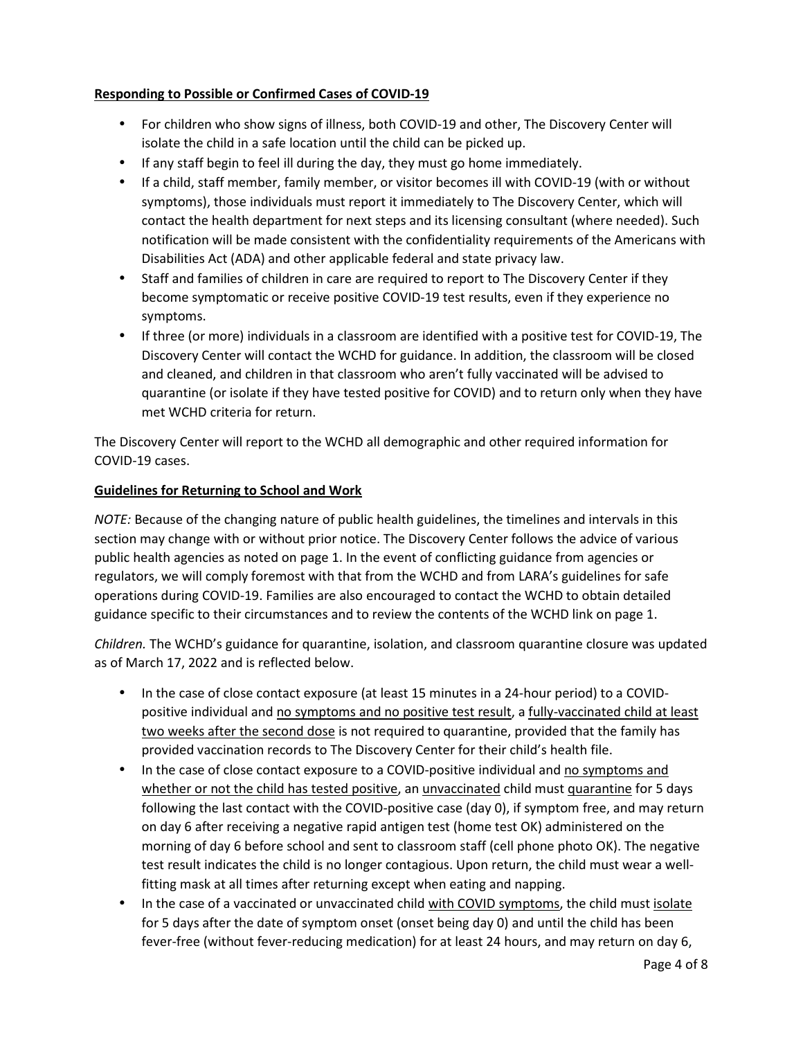**Responding to Possible or Confirmed Cases of COVID-19**

- For children who show signs of illness, both COVID-19 and other, The Discovery Center will isolate the child in a safe location until the child can be picked up.
- If any staff begin to feel ill during the day, they must go home immediately.
- If a child, staff member, family member, or visitor becomes ill with COVID-19 (with or without symptoms), those individuals must report it immediately to The Discovery Center, which will contact the health department for next steps and its licensing consultant (where needed). Such notification will be made consistent with the confidentiality requirements of the Americans with Disabilities Act (ADA) and other applicable federal and state privacy law.
- Staff and families of children in care are required to report to The Discovery Center if they become symptomatic or receive positive COVID-19 test results, even if they experience no symptoms.
- If three (or more) individuals in a classroom are identified with a positive test for COVID-19, The Discovery Center will contact the WCHD for guidance. In addition, the classroom will be closed and cleaned, and children in that classroom who aren't fully vaccinated will be advised to quarantine (or isolate if they have tested positive for COVID) and to return only when they have met WCHD criteria for return.

The Discovery Center will report to the WCHD all demographic and other required information for COVID-19 cases.

**Guidelines for Returning to School and Work**

*NOTE:* Because of the changing nature of public health guidelines, the timelines and intervals in this section may change with or without prior notice. The Discovery Center follows the advice of various public health agencies as noted on page 1. In the event of conflicting guidance from agencies or regulators, we will comply foremost with that from the WCHD and from LARA's guidelines for safe operations during COVID-19. Families are also encouraged to contact the WCHD to obtain detailed guidance specific to their circumstances and to review the contents of the WCHD link on page 1.

*Children.* The WCHD's guidance for quarantine, isolation, and classroom quarantine closure was updated as of March 17, 2022 and is reflected below.

- In the case of close contact exposure (at least 15 minutes in a 24-hour period) to a COVID-positive individual and no symptoms and no positive test result, a fully-vaccinated child at least two weeks after the second dose is not required to quarantine, provided that the family has provided vaccination records to The Discovery Center for their child's health file.
- In the case of close contact exposure to a COVID-positive individual and no symptoms and whether or not the child has tested positive, an unvaccinated child must quarantine for 5 days following the last contact with the COVID-positive case (day 0), if symptom free, and may return on day 6 after receiving a negative rapid antigen test (home test OK) administered on the morning of day 6 before school and sent to classroom staff (cell phone photo OK). The negative test result indicates the child is no longer contagious. Upon return, the child must wear a well-fitting mask at all times after returning except when eating and napping.
- In the case of a vaccinated or unvaccinated child with COVID symptoms, the child must isolate for 5 days after the date of symptom onset (onset being day 0) and until the child has been fever-free (without fever-reducing medication) for at least 24 hours, and may return on day 6,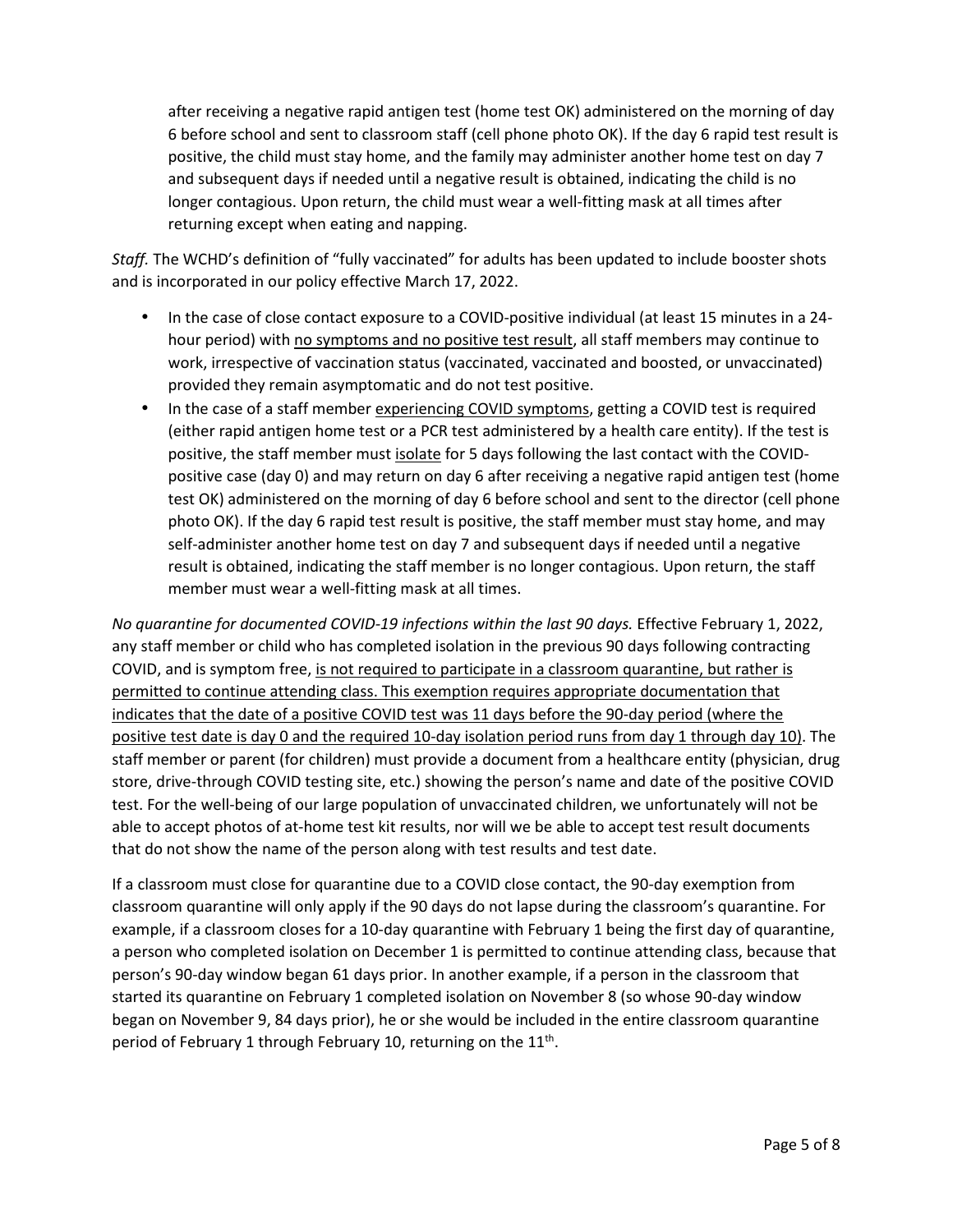after receiving a negative rapid antigen test (home test OK) administered on the morning of day 6 before school and sent to classroom staff (cell phone photo OK). If the day 6 rapid test result is positive, the child must stay home, and the family may administer another home test on day 7 and subsequent days if needed until a negative result is obtained, indicating the child is no longer contagious. Upon return, the child must wear a well-fitting mask at all times after returning except when eating and napping.

*Staff.* The WCHD's definition of "fully vaccinated" for adults has been updated to include booster shots and is incorporated in our policy effective March 17, 2022.

- In the case of close contact exposure to a COVID-positive individual (at least 15 minutes in a 24-hour period) with <u>no symptoms and no positive test result</u>, all staff members may continue to work, irrespective of vaccination status (vaccinated, vaccinated and boosted, or unvaccinated) provided they remain asymptomatic and do not test positive.
- In the case of a staff member <u>experiencing COVID symptoms</u>, getting a COVID test is required (either rapid antigen home test or a PCR test administered by a health care entity). If the test is positive, the staff member must <u>isolate</u> for 5 days following the last contact with the COVID-positive case (day 0) and may return on day 6 after receiving a negative rapid antigen test (home test OK) administered on the morning of day 6 before school and sent to the director (cell phone photo OK). If the day 6 rapid test result is positive, the staff member must stay home, and may self-administer another home test on day 7 and subsequent days if needed until a negative result is obtained, indicating the staff member is no longer contagious. Upon return, the staff member must wear a well-fitting mask at all times.

*No quarantine for documented COVID-19 infections within the last 90 days.* Effective February 1, 2022, any staff member or child who has completed isolation in the previous 90 days following contracting COVID, and is symptom free, <u>is not required to participate in a classroom quarantine, but rather is permitted to continue attending class. This exemption requires appropriate documentation that indicates that the date of a positive COVID test was 11 days before the 90-day period (where the positive test date is day 0 and the required 10-day isolation period runs from day 1 through day 10)</u>. The staff member or parent (for children) must provide a document from a healthcare entity (physician, drug store, drive-through COVID testing site, etc.) showing the person's name and date of the positive COVID test. For the well-being of our large population of unvaccinated children, we unfortunately will not be able to accept photos of at-home test kit results, nor will we be able to accept test result documents that do not show the name of the person along with test results and test date.

If a classroom must close for quarantine due to a COVID close contact, the 90-day exemption from classroom quarantine will only apply if the 90 days do not lapse during the classroom's quarantine. For example, if a classroom closes for a 10-day quarantine with February 1 being the first day of quarantine, a person who completed isolation on December 1 is permitted to continue attending class, because that person's 90-day window began 61 days prior. In another example, if a person in the classroom that started its quarantine on February 1 completed isolation on November 8 (so whose 90-day window began on November 9, 84 days prior), he or she would be included in the entire classroom quarantine period of February 1 through February 10, returning on the 11th.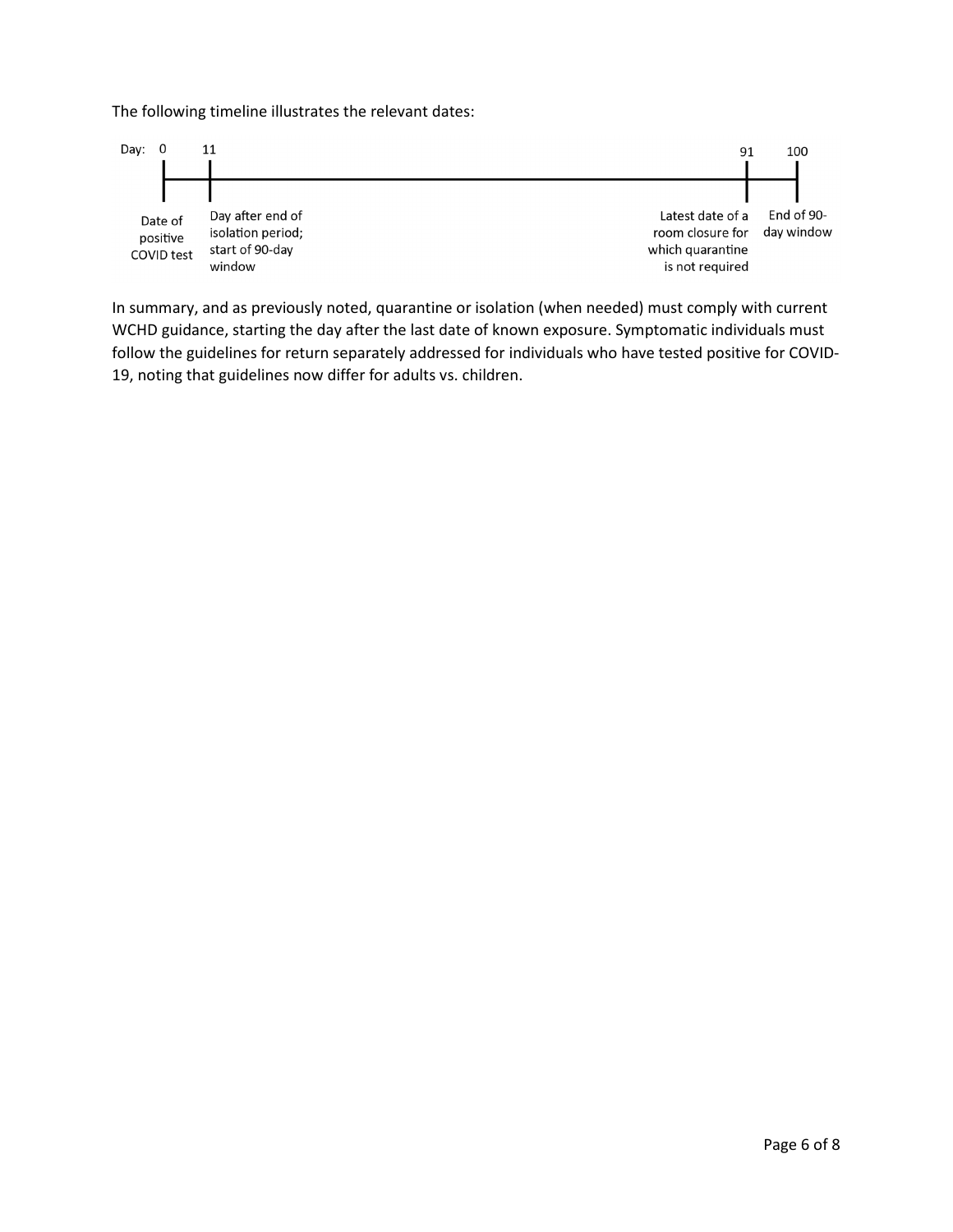The following timeline illustrates the relevant dates:

| Day | Event |
| --- | --- |
| 0 | Date of positive COVID test |
| 11 | Day after end of isolation period; start of 90-day window |
| 91 | Latest date of a room closure for which quarantine is not required |
| 100 | End of 90-day window |

In summary, and as previously noted, quarantine or isolation (when needed) must comply with current WCHD guidance, starting the day after the last date of known exposure. Symptomatic individuals must follow the guidelines for return separately addressed for individuals who have tested positive for COVID-19, noting that guidelines now differ for adults vs. children.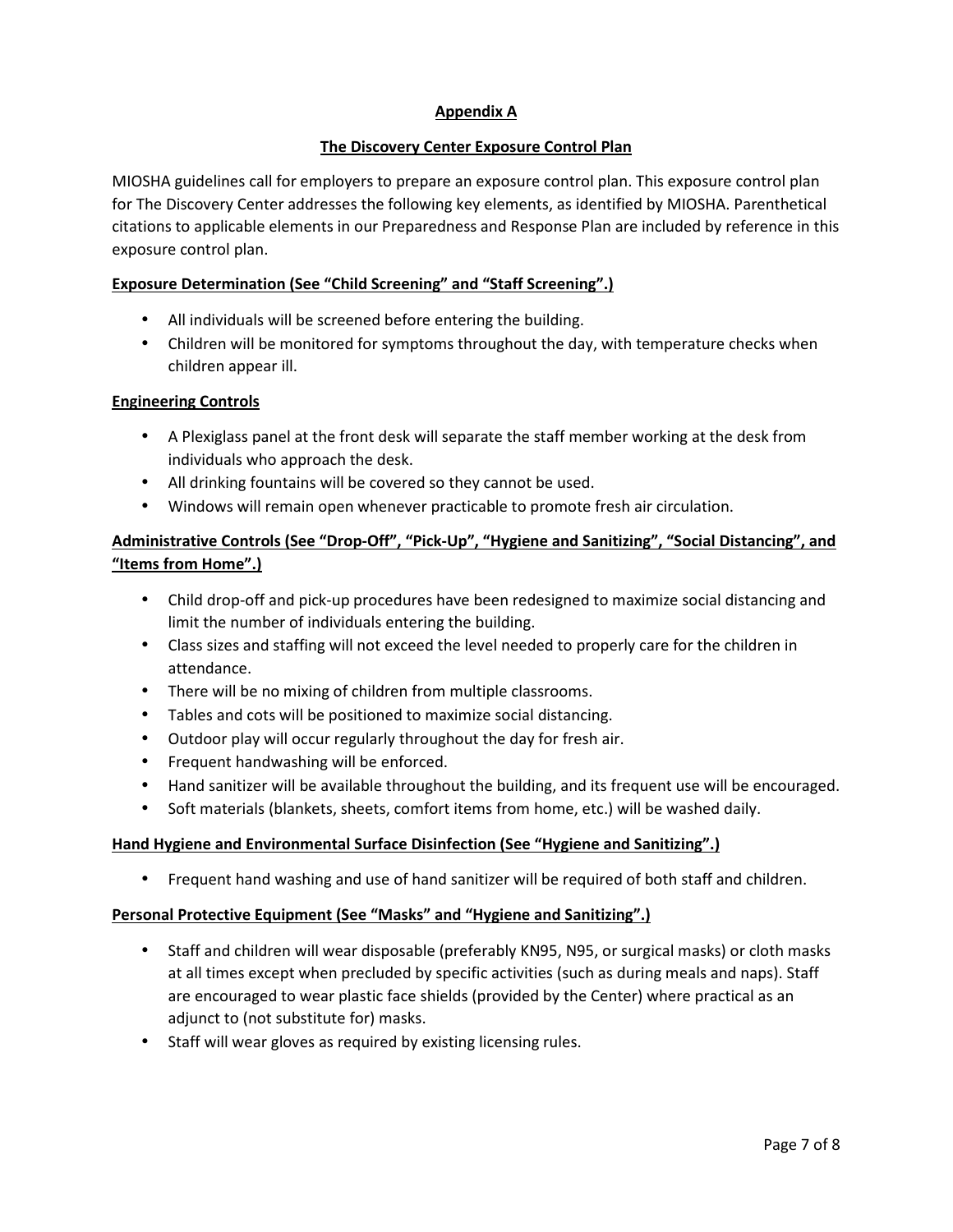## Appendix A

## The Discovery Center Exposure Control Plan

MIOSHA guidelines call for employers to prepare an exposure control plan. This exposure control plan for The Discovery Center addresses the following key elements, as identified by MIOSHA. Parenthetical citations to applicable elements in our Preparedness and Response Plan are included by reference in this exposure control plan.

### Exposure Determination (See "Child Screening" and "Staff Screening".)

- All individuals will be screened before entering the building.
- Children will be monitored for symptoms throughout the day, with temperature checks when children appear ill.

### Engineering Controls

- A Plexiglass panel at the front desk will separate the staff member working at the desk from individuals who approach the desk.
- All drinking fountains will be covered so they cannot be used.
- Windows will remain open whenever practicable to promote fresh air circulation.

### Administrative Controls (See "Drop-Off", "Pick-Up", "Hygiene and Sanitizing", "Social Distancing", and "Items from Home".)

- Child drop-off and pick-up procedures have been redesigned to maximize social distancing and limit the number of individuals entering the building.
- Class sizes and staffing will not exceed the level needed to properly care for the children in attendance.
- There will be no mixing of children from multiple classrooms.
- Tables and cots will be positioned to maximize social distancing.
- Outdoor play will occur regularly throughout the day for fresh air.
- Frequent handwashing will be enforced.
- Hand sanitizer will be available throughout the building, and its frequent use will be encouraged.
- Soft materials (blankets, sheets, comfort items from home, etc.) will be washed daily.

### Hand Hygiene and Environmental Surface Disinfection (See "Hygiene and Sanitizing".)

- Frequent hand washing and use of hand sanitizer will be required of both staff and children.

### Personal Protective Equipment (See "Masks" and "Hygiene and Sanitizing".)

- Staff and children will wear disposable (preferably KN95, N95, or surgical masks) or cloth masks at all times except when precluded by specific activities (such as during meals and naps). Staff are encouraged to wear plastic face shields (provided by the Center) where practical as an adjunct to (not substitute for) masks.
- Staff will wear gloves as required by existing licensing rules.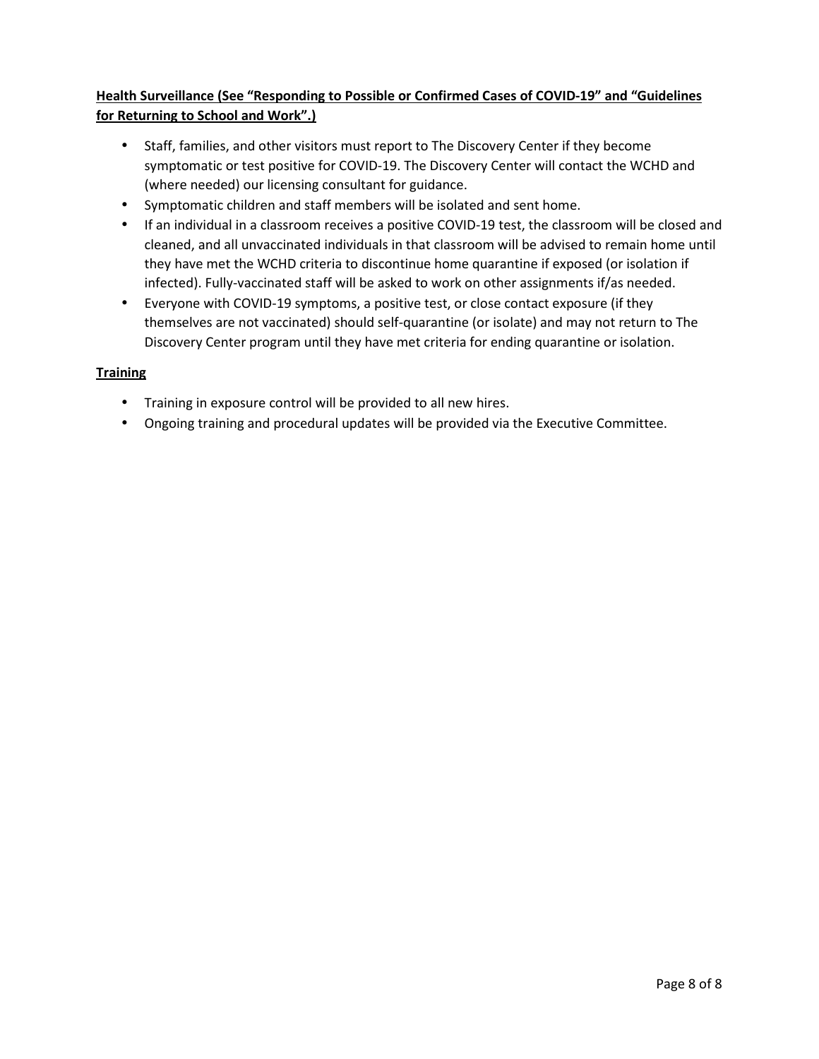**Health Surveillance (See "Responding to Possible or Confirmed Cases of COVID-19" and "Guidelines for Returning to School and Work".)**

- Staff, families, and other visitors must report to The Discovery Center if they become symptomatic or test positive for COVID-19. The Discovery Center will contact the WCHD and (where needed) our licensing consultant for guidance.
- Symptomatic children and staff members will be isolated and sent home.
- If an individual in a classroom receives a positive COVID-19 test, the classroom will be closed and cleaned, and all unvaccinated individuals in that classroom will be advised to remain home until they have met the WCHD criteria to discontinue home quarantine if exposed (or isolation if infected). Fully-vaccinated staff will be asked to work on other assignments if/as needed.
- Everyone with COVID-19 symptoms, a positive test, or close contact exposure (if they themselves are not vaccinated) should self-quarantine (or isolate) and may not return to The Discovery Center program until they have met criteria for ending quarantine or isolation.

**Training**

- Training in exposure control will be provided to all new hires.
- Ongoing training and procedural updates will be provided via the Executive Committee.